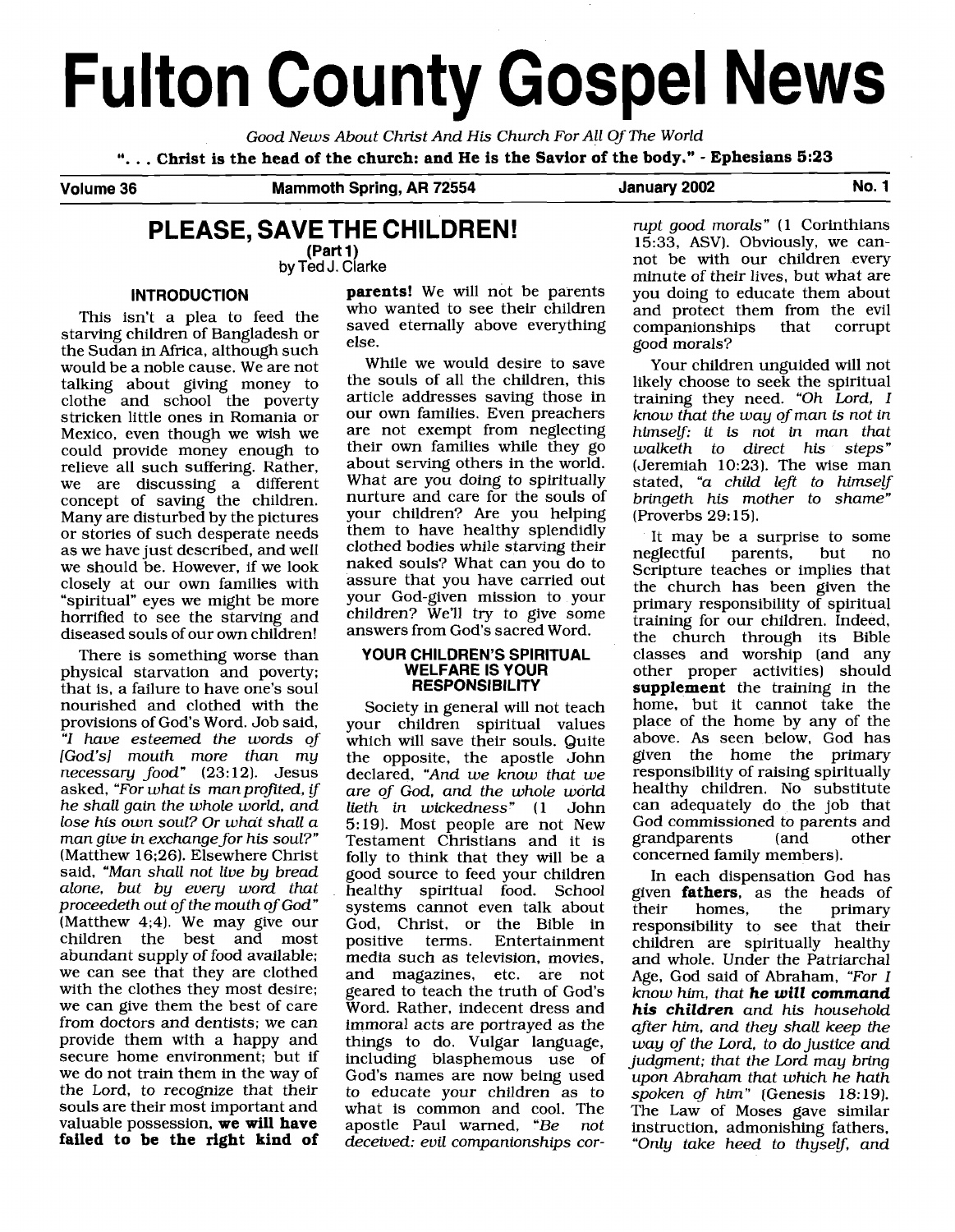# Fulton County Gospel News

*Good News About Christ And His Church For All Of The World*

**". . . Christ is the head of the church: and He is the Savior of the body." - Ephesians 5:23**

**Volume 36** | **Mammoth Spring, AR 72554** | **January 2002** | **No. 1**

## PLEASE, SAVE THE CHILDREN!

**(Part 1)**

by Ted J. Clarke

### INTRODUCTION

This isn't a plea to feed the starving children of Bangladesh or the Sudan in Africa, although such would be a noble cause. We are not talking about giving money to clothe and school the poverty stricken little ones in Romania or Mexico, even though we wish we could provide money enough to relieve all such suffering. Rather, we are discussing a different concept of saving the children. Many are disturbed by the pictures or stories of such desperate needs as we have just described, and well we should be. However, if we look closely at our own families with "spiritual" eyes we might be more horrified to see the starving and diseased souls of our own children!

There is something worse than physical starvation and poverty; that is, a failure to have one's soul nourished and clothed with the provisions of God's Word. Job said, *"I have esteemed the words of [God's] mouth more than my necessary food"* (23:12). Jesus asked, *"For what is man profited, if he shall gain the whole world, and lose his own soul? Or what shall a man give in exchange for his soul?"* (Matthew 16;26). Elsewhere Christ said, *"Man shall not live by bread alone, but by every word that proceedeth out of the mouth of God"* (Matthew 4;4). We may give our children the best and most abundant supply of food available; we can see that they are clothed with the clothes they most desire; we can give them the best of care from doctors and dentists; we can provide them with a happy and secure home environment; but if we do not train them in the way of the Lord, to recognize that their souls are their most important and valuable possession, **we will have failed to be the right kind of parents!** We will not be parents who wanted to see their children saved eternally above everything else.

While we would desire to save the souls of all the children, this article addresses saving those in our own families. Even preachers are not exempt from neglecting their own families while they go about serving others in the world. What are you doing to spiritually nurture and care for the souls of your children? Are you helping them to have healthy splendidly clothed bodies while starving their naked souls? What can you do to assure that you have carried out your God-given mission to your children? We'll try to give some answers from God's sacred Word.

### YOUR CHILDREN'S SPIRITUAL WELFARE IS YOUR RESPONSIBILITY

Society in general will not teach your children spiritual values which will save their souls. Quite the opposite, the apostle John declared, *"And we know that we are of God, and the whole world lieth in wickedness"* (1 John 5:19). Most people are not New Testament Christians and it is folly to think that they will be a good source to feed your children healthy spiritual food. School systems cannot even talk about God, Christ, or the Bible in positive terms. Entertainment media such as television, movies, and magazines, etc. are not geared to teach the truth of God's Word. Rather, indecent dress and immoral acts are portrayed as the things to do. Vulgar language, including blasphemous use of God's names are now being used to educate your children as to what is common and cool. The apostle Paul warned, *"Be not deceived: evil companionships corrupt good morals"* (1 Corinthians 15:33, ASV). Obviously, we cannot be with our children every minute of their lives, but what are you doing to educate them about and protect them from the evil companionships that corrupt good morals?

Your children unguided will not likely choose to seek the spiritual training they need. *"Oh Lord, I know that the way of man is not in himself: it is not in man that walketh to direct his steps"* (Jeremiah 10:23). The wise man stated, *"a child left to himself bringeth his mother to shame"* (Proverbs 29:15).

It may be a surprise to some neglectful parents, but no Scripture teaches or implies that the church has been given the primary responsibility of spiritual training for our children. Indeed, the church through its Bible classes and worship (and any other proper activities) should **supplement** the training in the home, but it cannot take the place of the home by any of the above. As seen below, God has given the home the primary responsibility of raising spiritually healthy children. No substitute can adequately do the job that God commissioned to parents and grandparents (and other concerned family members).

In each dispensation God has given **fathers**, as the heads of their homes, the primary responsibility to see that their children are spiritually healthy and whole. Under the Patriarchal Age, God said of Abraham, *"For I know him, that **he will command his children** and his household after him, and they shall keep the way of the Lord, to do justice and judgment; that the Lord may bring upon Abraham that which he hath spoken of him"* (Genesis 18:19). The Law of Moses gave similar instruction, admonishing fathers, *"Only take heed to thyself, and*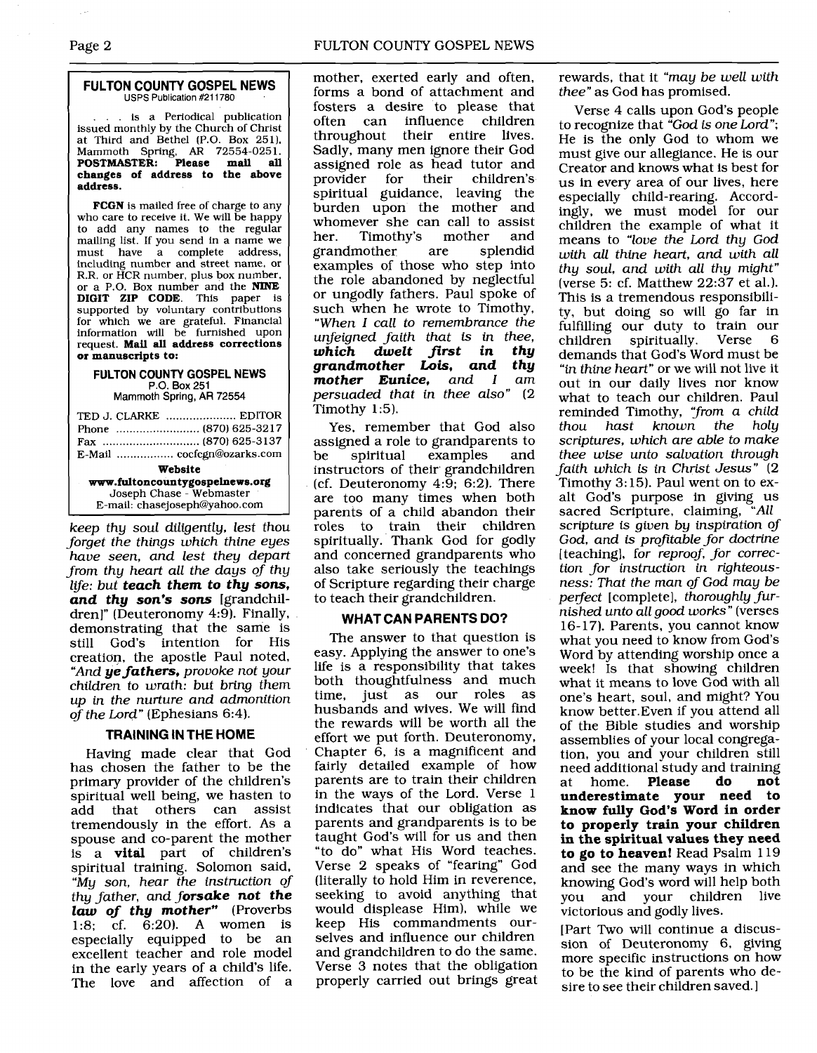## FULTON COUNTY GOSPEL NEWS

USPS Publication #211780

. . . is a Periodical publication issued monthly by the Church of Christ at Third and Bethel (P.O. Box 251), Mammoth Spring, AR 72554-0251. **POSTMASTER: Please mail all changes of address to the above address.**

**FCGN** is mailed free of charge to any who care to receive it. We will be happy to add any names to the regular mailing list. If you send in a name we must have a complete address, including number and street name, or R.R. or HCR number, plus box number, or a P.O. Box number and the **NINE DIGIT ZIP CODE**. This paper is supported by voluntary contributions for which we are grateful. Financial information will be furnished upon request. **Mail all address corrections or manuscripts to:**

**FULTON COUNTY GOSPEL NEWS**
P.O. Box 251
Mammoth Spring, AR 72554

TED J. CLARKE .................... EDITOR
Phone ......................... (870) 625-3217
Fax ............................ (870) 625-3137
E-Mail ................ cocfcgn@ozarks.com

**Website**
**www.fultoncountygospelnews.org**
Joseph Chase - Webmaster
E-mail: chasejoseph@yahoo.com

*keep thy soul diligently, lest thou forget the things which thine eyes have seen, and lest they depart from thy heart all the days of thy life: but* ***teach them to thy sons, and thy son's sons*** [grandchildren]" (Deuteronomy 4:9). Finally, demonstrating that the same is still God's intention for His creation, the apostle Paul noted, "*And* ***ye fathers,*** *provoke not your children to wrath: but bring them up in the nurture and admonition of the Lord*" (Ephesians 6:4).

### TRAINING IN THE HOME

Having made clear that God has chosen the father to be the primary provider of the children's spiritual well being, we hasten to add that others can assist tremendously in the effort. As a spouse and co-parent the mother is a **vital** part of children's spiritual training. Solomon said, "*My son, hear the instruction of thy father, and* ***forsake not the law of thy mother***" (Proverbs 1:8; cf. 6:20). A women is especially equipped to be an excellent teacher and role model in the early years of a child's life. The love and affection of a mother, exerted early and often, forms a bond of attachment and fosters a desire to please that often can influence children throughout their entire lives. Sadly, many men ignore their God assigned role as head tutor and provider for their children's spiritual guidance, leaving the burden upon the mother and whomever she can call to assist her. Timothy's mother and grandmother are splendid examples of those who step into the role abandoned by neglectful or ungodly fathers. Paul spoke of such when he wrote to Timothy, "*When I call to remembrance the unfeigned faith that is in thee,* ***which dwelt first in thy grandmother Lois, and thy mother Eunice,*** *and I am persuaded that in thee also*" (2 Timothy 1:5).

Yes, remember that God also assigned a role to grandparents to be spiritual examples and instructors of their grandchildren (cf. Deuteronomy 4:9; 6:2). There are too many times when both parents of a child abandon their roles to train their children spiritually. Thank God for godly and concerned grandparents who also take seriously the teachings of Scripture regarding their charge to teach their grandchildren.

### WHAT CAN PARENTS DO?

The answer to that question is easy. Applying the answer to one's life is a responsibility that takes both thoughtfulness and much time, just as our roles as husbands and wives. We will find the rewards will be worth all the effort we put forth. Deuteronomy, Chapter 6, is a magnificent and fairly detailed example of how parents are to train their children in the ways of the Lord. Verse 1 indicates that our obligation as parents and grandparents is to be taught God's will for us and then "to do" what His Word teaches. Verse 2 speaks of "fearing" God (literally to hold Him in reverence, seeking to avoid anything that would displease Him), while we keep His commandments ourselves and influence our children and grandchildren to do the same. Verse 3 notes that the obligation properly carried out brings great rewards, that it "*may be well with thee*" as God has promised.

Verse 4 calls upon God's people to recognize that "*God is one Lord*"; He is the only God to whom we must give our allegiance. He is our Creator and knows what is best for us in every area of our lives, here especially child-rearing. Accordingly, we must model for our children the example of what it means to "*love the Lord thy God with all thine heart, and with all thy soul, and with all thy might*" (verse 5: cf. Matthew 22:37 et al.). This is a tremendous responsibility, but doing so will go far in fulfilling our duty to train our children spiritually. Verse 6 demands that God's Word must be "*in thine heart*" or we will not live it out in our daily lives nor know what to teach our children. Paul reminded Timothy, "*from a child thou hast known the holy scriptures, which are able to make thee wise unto salvation through faith which is in Christ Jesus*" (2 Timothy 3:15). Paul went on to exalt God's purpose in giving us sacred Scripture, claiming, "*All scripture is given by inspiration of God, and is profitable for doctrine* [teaching], *for reproof, for correction for instruction in righteousness: That the man of God may be perfect* [complete], *thoroughly furnished unto all good works*" (verses 16-17). Parents, you cannot know what you need to know from God's Word by attending worship once a week! Is that showing children what it means to love God with all one's heart, soul, and might? You know better.Even if you attend all of the Bible studies and worship assemblies of your local congregation, you and your children still need additional study and training at home. **Please do not underestimate your need to know fully God's Word in order to properly train your children in the spiritual values they need to go to heaven!** Read Psalm 119 and see the many ways in which knowing God's word will help both you and your children live victorious and godly lives.

[Part Two will continue a discussion of Deuteronomy 6, giving more specific instructions on how to be the kind of parents who desire to see their children saved.]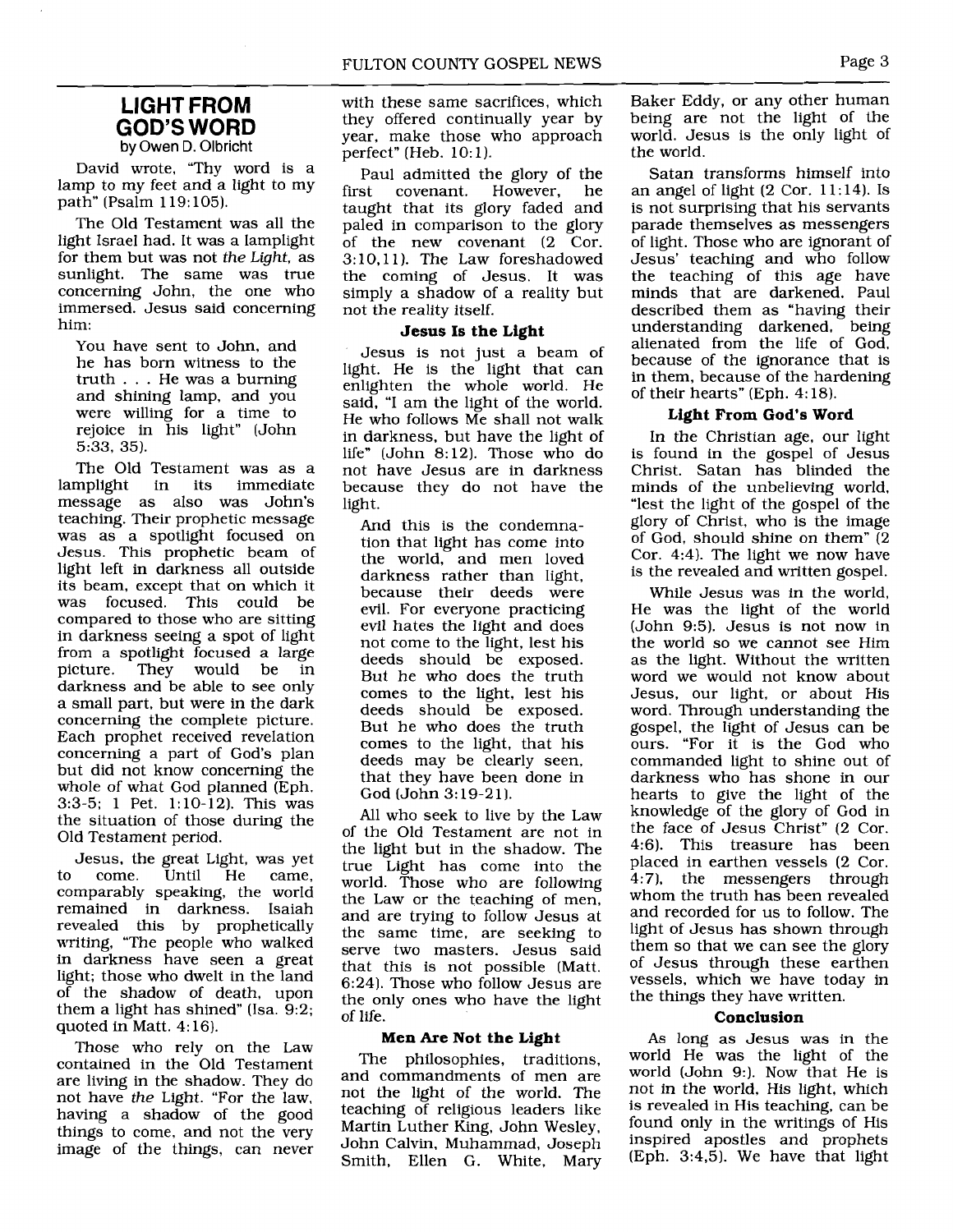## LIGHT FROM GOD'S WORD

by Owen D. Olbricht

David wrote, "Thy word is a lamp to my feet and a light to my path" (Psalm 119:105).

The Old Testament was all the light Israel had. It was a lamplight for them but was not *the Light*, as sunlight. The same was true concerning John, the one who immersed. Jesus said concerning him:

> You have sent to John, and he has born witness to the truth . . . He was a burning and shining lamp, and you were willing for a time to rejoice in his light" (John 5:33, 35).

The Old Testament was as a lamplight in its immediate message as also was John's teaching. Their prophetic message was as a spotlight focused on Jesus. This prophetic beam of light left in darkness all outside its beam, except that on which it was focused. This could be compared to those who are sitting in darkness seeing a spot of light from a spotlight focused a large picture. They would be in darkness and be able to see only a small part, but were in the dark concerning the complete picture. Each prophet received revelation concerning a part of God's plan but did not know concerning the whole of what God planned (Eph. 3:3-5; 1 Pet. 1:10-12). This was the situation of those during the Old Testament period.

Jesus, the great Light, was yet to come. Until He came, comparably speaking, the world remained in darkness. Isaiah revealed this by prophetically writing, "The people who walked in darkness have seen a great light; those who dwelt in the land of the shadow of death, upon them a light has shined" (Isa. 9:2; quoted in Matt. 4:16).

Those who rely on the Law contained in the Old Testament are living in the shadow. They do not have *the* Light. "For the law, having a shadow of the good things to come, and not the very image of the things, can never with these same sacrifices, which they offered continually year by year, make those who approach perfect" (Heb. 10:1).

Paul admitted the glory of the first covenant. However, he taught that its glory faded and paled in comparison to the glory of the new covenant (2 Cor. 3:10,11). The Law foreshadowed the coming of Jesus. It was simply a shadow of a reality but not the reality itself.

### Jesus Is the Light

Jesus is not just a beam of light. He is the light that can enlighten the whole world. He said, "I am the light of the world. He who follows Me shall not walk in darkness, but have the light of life" (John 8:12). Those who do not have Jesus are in darkness because they do not have the light.

> And this is the condemnation that light has come into the world, and men loved darkness rather than light, because their deeds were evil. For everyone practicing evil hates the light and does not come to the light, lest his deeds should be exposed. But he who does the truth comes to the light, lest his deeds should be exposed. But he who does the truth comes to the light, that his deeds may be clearly seen, that they have been done in God (John 3:19-21).

All who seek to live by the Law of the Old Testament are not in the light but in the shadow. The true Light has come into the world. Those who are following the Law or the teaching of men, and are trying to follow Jesus at the same time, are seeking to serve two masters. Jesus said that this is not possible (Matt. 6:24). Those who follow Jesus are the only ones who have the light of life.

### Men Are Not the Light

The philosophies, traditions, and commandments of men are not the light of the world. The teaching of religious leaders like Martin Luther King, John Wesley, John Calvin, Muhammad, Joseph Smith, Ellen G. White, Mary Baker Eddy, or any other human being are not the light of the world. Jesus is the only light of the world.

Satan transforms himself into an angel of light (2 Cor. 11:14). Is is not surprising that his servants parade themselves as messengers of light. Those who are ignorant of Jesus' teaching and who follow the teaching of this age have minds that are darkened. Paul described them as "having their understanding darkened, being alienated from the life of God, because of the ignorance that is in them, because of the hardening of their hearts" (Eph. 4:18).

### Light From God's Word

In the Christian age, our light is found in the gospel of Jesus Christ. Satan has blinded the minds of the unbelieving world, "lest the light of the gospel of the glory of Christ, who is the image of God, should shine on them" (2 Cor. 4:4). The light we now have is the revealed and written gospel.

While Jesus was in the world, He was the light of the world (John 9:5). Jesus is not now in the world so we cannot see Him as the light. Without the written word we would not know about Jesus, our light, or about His word. Through understanding the gospel, the light of Jesus can be ours. "For it is the God who commanded light to shine out of darkness who has shone in our hearts to give the light of the knowledge of the glory of God in the face of Jesus Christ" (2 Cor. 4:6). This treasure has been placed in earthen vessels (2 Cor. 4:7), the messengers through whom the truth has been revealed and recorded for us to follow. The light of Jesus has shown through them so that we can see the glory of Jesus through these earthen vessels, which we have today in the things they have written.

### Conclusion

As long as Jesus was in the world He was the light of the world (John 9:). Now that He is not in the world, His light, which is revealed in His teaching, can be found only in the writings of His inspired apostles and prophets (Eph. 3:4,5). We have that light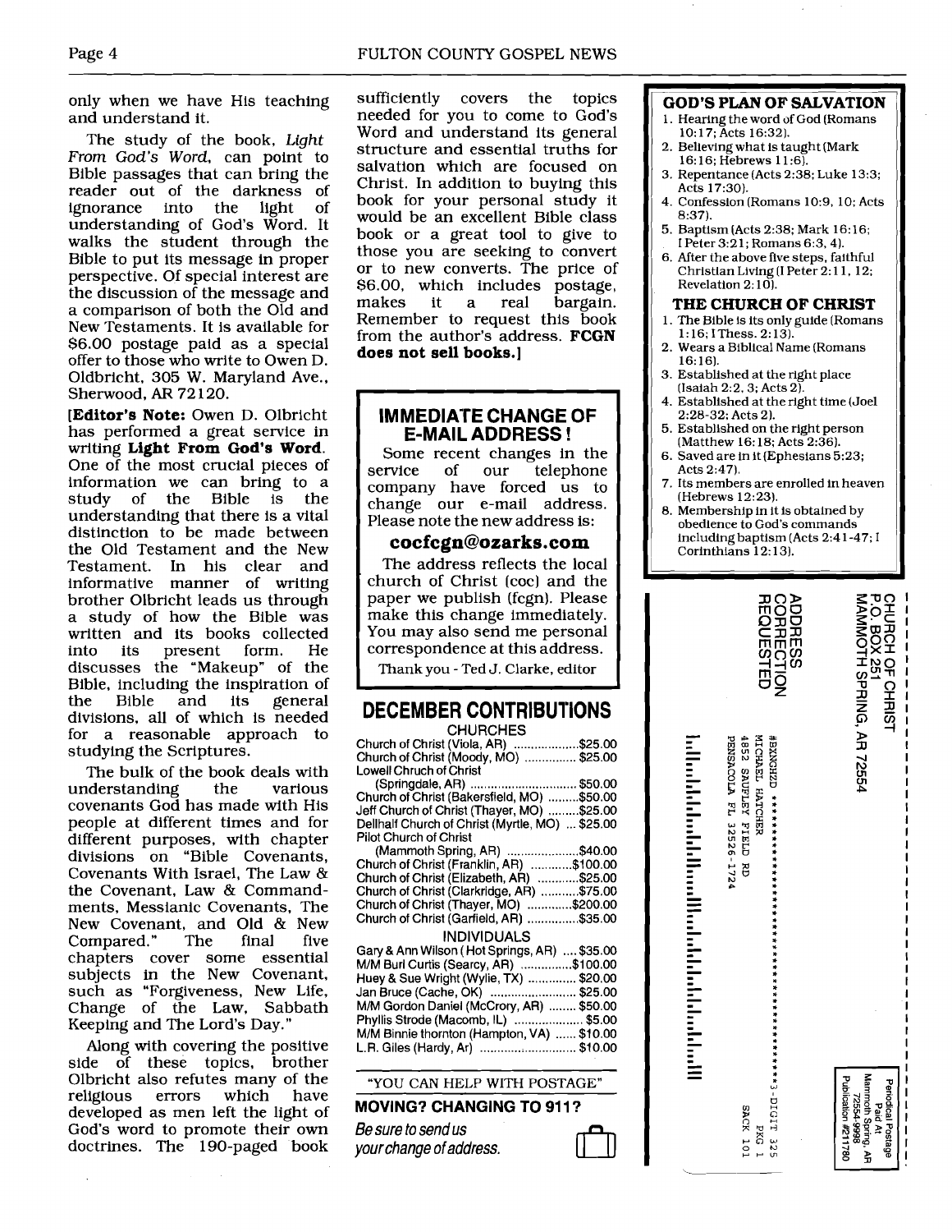only when we have His teaching and understand it.

The study of the book, *Light From God's Word*, can point to Bible passages that can bring the reader out of the darkness of ignorance into the light of understanding of God's Word. It walks the student through the Bible to put its message in proper perspective. Of special interest are the discussion of the message and a comparison of both the Old and New Testaments. It is available for $6.00 postage paid as a special offer to those who write to Owen D. Oldbricht, 305 W. Maryland Ave., Sherwood, AR 72120.

[**Editor's Note:** Owen D. Olbricht has performed a great service in writing **Light From God's Word**. One of the most crucial pieces of information we can bring to a study of the Bible is the understanding that there is a vital distinction to be made between the Old Testament and the New Testament. In his clear and informative manner of writing brother Olbricht leads us through a study of how the Bible was written and its books collected into its present form. He discusses the "Makeup" of the Bible, including the inspiration of the Bible and its general divisions, all of which is needed for a reasonable approach to studying the Scriptures.

The bulk of the book deals with understanding the various covenants God has made with His people at different times and for different purposes, with chapter divisions on "Bible Covenants, Covenants With Israel, The Law & the Covenant, Law & Commandments, Messianic Covenants, The New Covenant, and Old & New Compared." The final five chapters cover some essential subjects in the New Covenant, such as "Forgiveness, New Life, Change of the Law, Sabbath Keeping and The Lord's Day."

Along with covering the positive side of these topics, brother Olbricht also refutes many of the religious errors which have developed as men left the light of God's word to promote their own doctrines. The 190-paged book sufficiently covers the topics needed for you to come to God's Word and understand its general structure and essential truths for salvation which are focused on Christ. In addition to buying this book for your personal study it would be an excellent Bible class book or a great tool to give to those you are seeking to convert or to new converts. The price of $6.00, which includes postage, makes it a real bargain. Remember to request this book from the author's address. **FCGN does not sell books.]**

## IMMEDIATE CHANGE OF E-MAIL ADDRESS!

Some recent changes in the service of our telephone company have forced us to change our e-mail address. Please note the new address is:

**cocfcgn@ozarks.com**

The address reflects the local church of Christ (coc) and the paper we publish (fcgn). Please make this change immediately. You may also send me personal correspondence at this address.

Thank you - Ted J. Clarke, editor

## DECEMBER CONTRIBUTIONS

### CHURCHES

Church of Christ (Viola, AR) ....................$25.00
Church of Christ (Moody, MO) ...............$25.00
Lowell Chruch of Christ (Springdale, AR) ...............................$50.00
Church of Christ (Bakersfield, MO) .........$50.00
Jeff Church of Christ (Thayer, MO) .........$25.00
Dellhalf Church of Christ (Myrtle, MO) ....$25.00
Pilot Church of Christ (Mammoth Spring, AR) .....................$40.00
Church of Christ (Franklin, AR) ............$100.00
Church of Christ (Elizabeth, AR) ............$25.00
Church of Christ (Clarkridge, AR) ...........$75.00
Church of Christ (Thayer, MO) .............$200.00
Church of Christ (Garfield, AR) ...............$35.00

### INDIVIDUALS

Gary & Ann Wilson (Hot Springs, AR) ....$35.00
M/M Burl Curtis (Searcy, AR) ...............$100.00
Huey & Sue Wright (Wylie, TX) ..............$20.00
Jan Bruce (Cache, OK) .........................$25.00
M/M Gordon Daniel (McCrory, AR) ........$50.00
Phyllis Strode (Macomb, IL) ....................$5.00
M/M Binnie thornton (Hampton, VA) ......$10.00
L.R. Giles (Hardy, Ar) ...........................$10.00

"YOU CAN HELP WITH POSTAGE"

**MOVING? CHANGING TO 911?**

*Be sure to send us your change of address.*

## GOD'S PLAN OF SALVATION

1. Hearing the word of God (Romans 10:17; Acts 16:32).
2. Believing what is taught (Mark 16:16; Hebrews 11:6).
3. Repentance (Acts 2:38; Luke 13:3; Acts 17:30).
4. Confession (Romans 10:9, 10; Acts 8:37).
5. Baptism (Acts 2:38; Mark 16:16; I Peter 3:21; Romans 6:3, 4).
6. After the above five steps, faithful Christian Living (I Peter 2:11, 12; Revelation 2:10).

## THE CHURCH OF CHRIST

1. The Bible is its only guide (Romans 1:16; I Thess. 2:13).
2. Wears a Biblical Name (Romans 16:16).
3. Established at the right place (Isaiah 2:2, 3; Acts 2).
4. Established at the right time (Joel 2:28-32; Acts 2).
5. Established on the right person (Matthew 16:18; Acts 2:36).
6. Saved are in it (Ephesians 5:23; Acts 2:47).
7. Its members are enrolled in heaven (Hebrews 12:23).
8. Membership in it is obtained by obedience to God's commands including baptism (Acts 2:41-47; I Corinthians 12:13).

CHURCH OF CHRIST
P.O. BOX 251
MAMMOTH SPRING, AR 72554

ADDRESS CORRECTION REQUESTED

Periodical Postage Paid At Mammoth Spring, AR 72554-9998 Publication #21780

#BXNGHZD ****************************3-DIGIT 325
MICHAEL HATCHER
4852 SAUFLEY FIELD RD
PENSACOLA FL 32526-1724

PKG 1
SACK 101